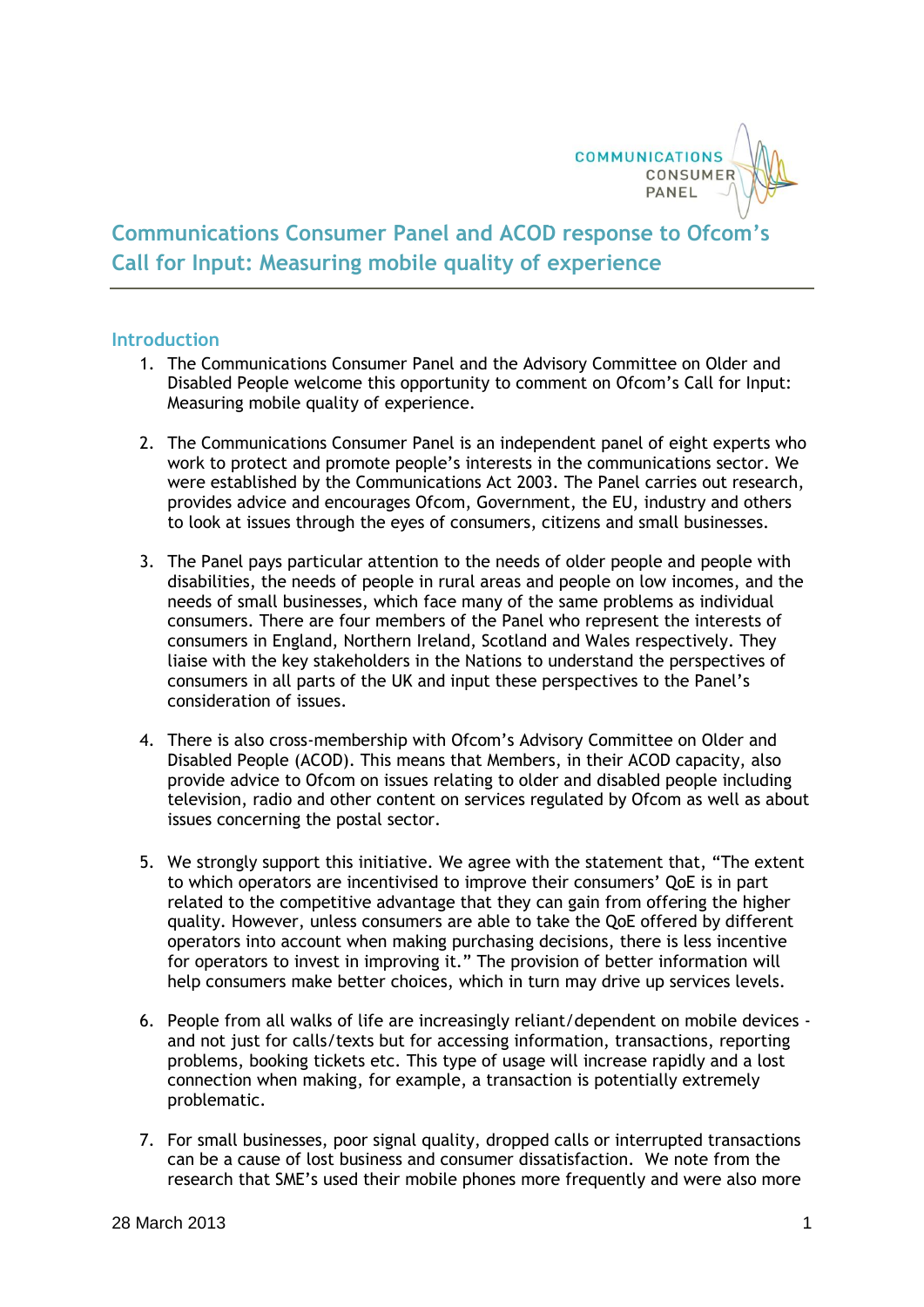# Communications Consumer Panel and ACOD response to Ofcom's Call for Input: Measuring mobile quality of experience

## Introduction

1. The Communications Consumer Panel and the Advisory Committee on Older and Disabled People welcome this opportunity to comment on Ofcom's Call for Input: Measuring mobile quality of experience.

2. The Communications Consumer Panel is an independent panel of eight experts who work to protect and promote people's interests in the communications sector. We were established by the Communications Act 2003. The Panel carries out research, provides advice and encourages Ofcom, Government, the EU, industry and others to look at issues through the eyes of consumers, citizens and small businesses.

3. The Panel pays particular attention to the needs of older people and people with disabilities, the needs of people in rural areas and people on low incomes, and the needs of small businesses, which face many of the same problems as individual consumers. There are four members of the Panel who represent the interests of consumers in England, Northern Ireland, Scotland and Wales respectively. They liaise with the key stakeholders in the Nations to understand the perspectives of consumers in all parts of the UK and input these perspectives to the Panel's consideration of issues.

4. There is also cross-membership with Ofcom's Advisory Committee on Older and Disabled People (ACOD). This means that Members, in their ACOD capacity, also provide advice to Ofcom on issues relating to older and disabled people including television, radio and other content on services regulated by Ofcom as well as about issues concerning the postal sector.

5. We strongly support this initiative. We agree with the statement that, "The extent to which operators are incentivised to improve their consumers' QoE is in part related to the competitive advantage that they can gain from offering the higher quality. However, unless consumers are able to take the QoE offered by different operators into account when making purchasing decisions, there is less incentive for operators to invest in improving it." The provision of better information will help consumers make better choices, which in turn may drive up services levels.

6. People from all walks of life are increasingly reliant/dependent on mobile devices - and not just for calls/texts but for accessing information, transactions, reporting problems, booking tickets etc. This type of usage will increase rapidly and a lost connection when making, for example, a transaction is potentially extremely problematic.

7. For small businesses, poor signal quality, dropped calls or interrupted transactions can be a cause of lost business and consumer dissatisfaction. We note from the research that SME's used their mobile phones more frequently and were also more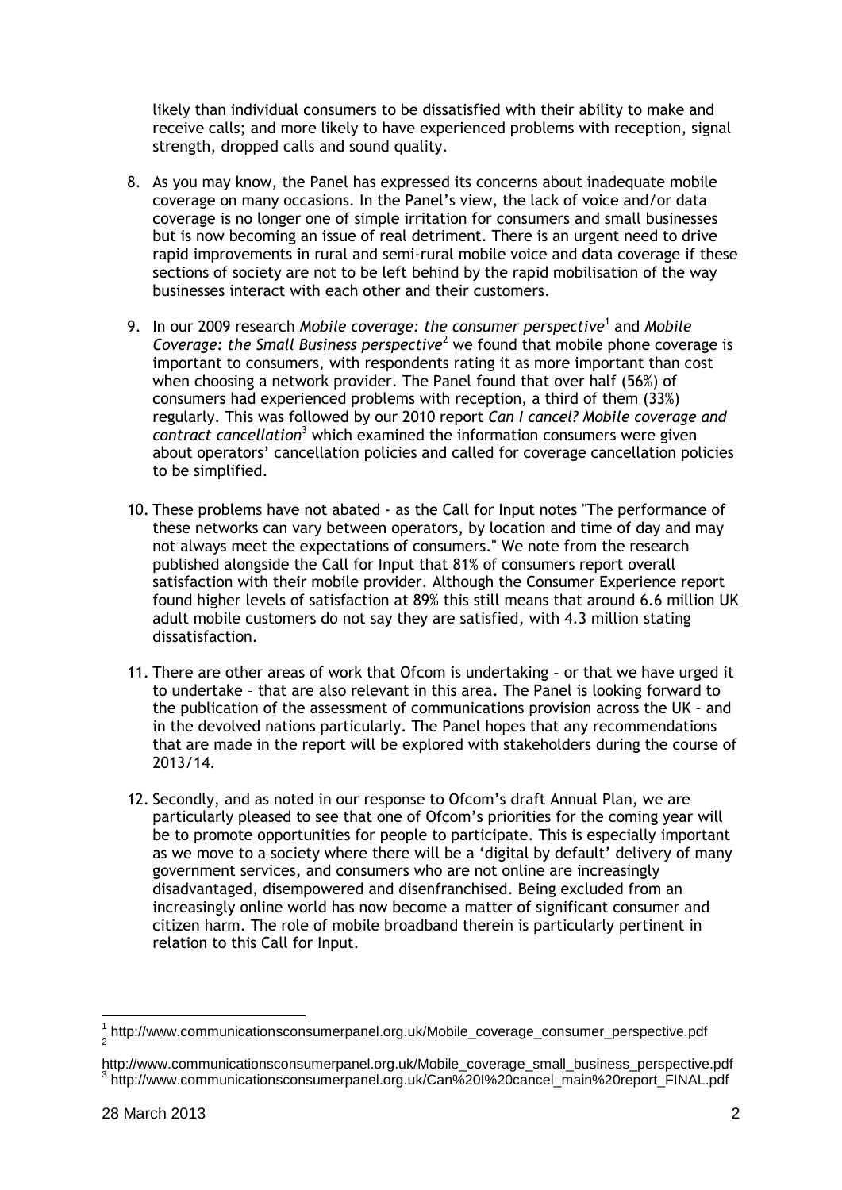likely than individual consumers to be dissatisfied with their ability to make and receive calls; and more likely to have experienced problems with reception, signal strength, dropped calls and sound quality.

8. As you may know, the Panel has expressed its concerns about inadequate mobile coverage on many occasions. In the Panel's view, the lack of voice and/or data coverage is no longer one of simple irritation for consumers and small businesses but is now becoming an issue of real detriment. There is an urgent need to drive rapid improvements in rural and semi-rural mobile voice and data coverage if these sections of society are not to be left behind by the rapid mobilisation of the way businesses interact with each other and their customers.

9. In our 2009 research *Mobile coverage: the consumer perspective*[1] and *Mobile Coverage: the Small Business perspective*[2] we found that mobile phone coverage is important to consumers, with respondents rating it as more important than cost when choosing a network provider. The Panel found that over half (56%) of consumers had experienced problems with reception, a third of them (33%) regularly. This was followed by our 2010 report *Can I cancel? Mobile coverage and contract cancellation*[3] which examined the information consumers were given about operators' cancellation policies and called for coverage cancellation policies to be simplified.

10. These problems have not abated - as the Call for Input notes "The performance of these networks can vary between operators, by location and time of day and may not always meet the expectations of consumers." We note from the research published alongside the Call for Input that 81% of consumers report overall satisfaction with their mobile provider. Although the Consumer Experience report found higher levels of satisfaction at 89% this still means that around 6.6 million UK adult mobile customers do not say they are satisfied, with 4.3 million stating dissatisfaction.

11. There are other areas of work that Ofcom is undertaking – or that we have urged it to undertake – that are also relevant in this area. The Panel is looking forward to the publication of the assessment of communications provision across the UK – and in the devolved nations particularly. The Panel hopes that any recommendations that are made in the report will be explored with stakeholders during the course of 2013/14.

12. Secondly, and as noted in our response to Ofcom's draft Annual Plan, we are particularly pleased to see that one of Ofcom's priorities for the coming year will be to promote opportunities for people to participate. This is especially important as we move to a society where there will be a 'digital by default' delivery of many government services, and consumers who are not online are increasingly disadvantaged, disempowered and disenfranchised. Being excluded from an increasingly online world has now become a matter of significant consumer and citizen harm. The role of mobile broadband therein is particularly pertinent in relation to this Call for Input.

---

[1] http://www.communicationsconsumerpanel.org.uk/Mobile_coverage_consumer_perspective.pdf

[2] http://www.communicationsconsumerpanel.org.uk/Mobile_coverage_small_business_perspective.pdf

[3] http://www.communicationsconsumerpanel.org.uk/Can%20I%20cancel_main%20report_FINAL.pdf

28 March 2013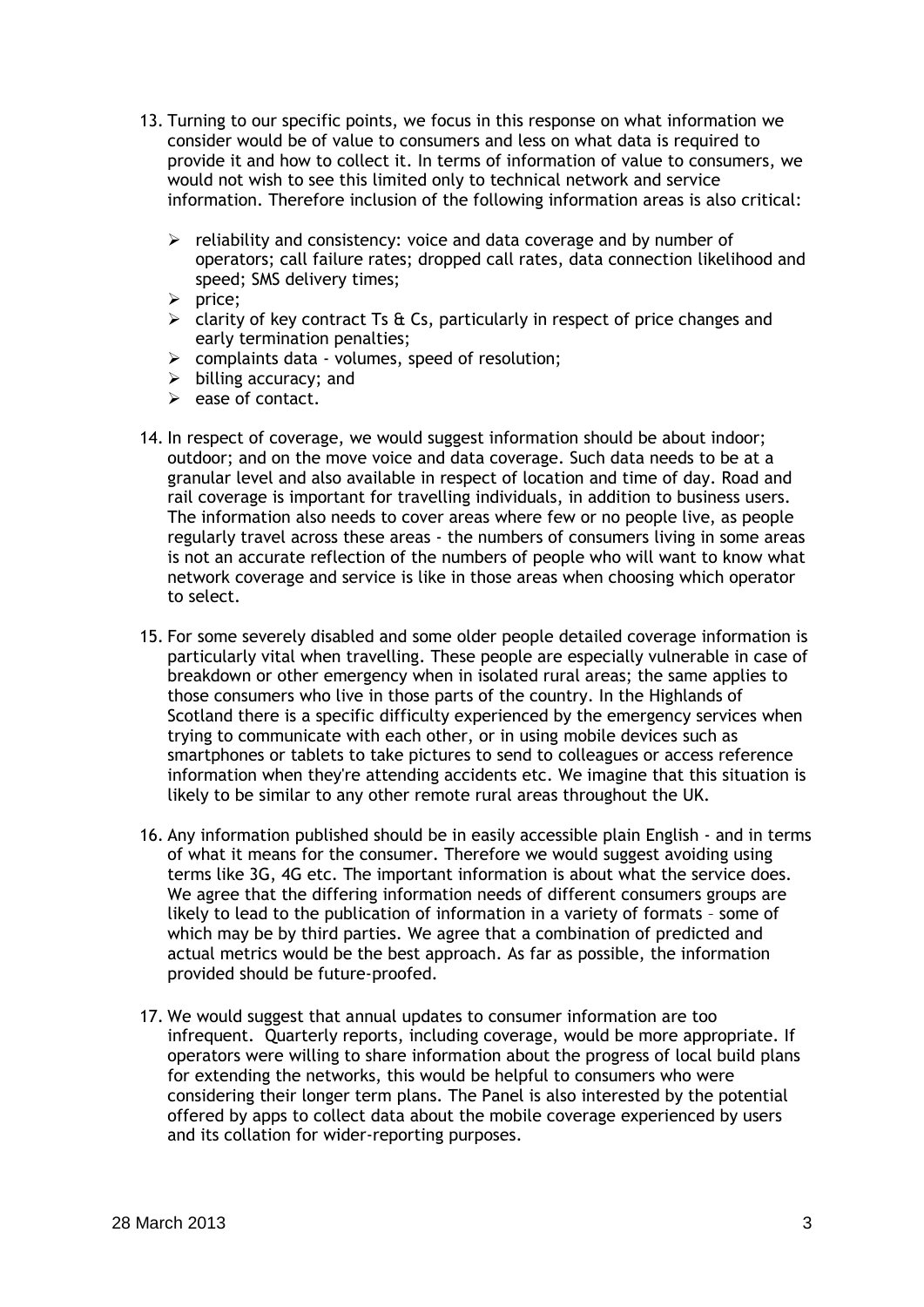13. Turning to our specific points, we focus in this response on what information we consider would be of value to consumers and less on what data is required to provide it and how to collect it. In terms of information of value to consumers, we would not wish to see this limited only to technical network and service information. Therefore inclusion of the following information areas is also critical:

    - reliability and consistency: voice and data coverage and by number of operators; call failure rates; dropped call rates, data connection likelihood and speed; SMS delivery times;
    - price;
    - clarity of key contract Ts & Cs, particularly in respect of price changes and early termination penalties;
    - complaints data - volumes, speed of resolution;
    - billing accuracy; and
    - ease of contact.

14. In respect of coverage, we would suggest information should be about indoor; outdoor; and on the move voice and data coverage. Such data needs to be at a granular level and also available in respect of location and time of day. Road and rail coverage is important for travelling individuals, in addition to business users. The information also needs to cover areas where few or no people live, as people regularly travel across these areas - the numbers of consumers living in some areas is not an accurate reflection of the numbers of people who will want to know what network coverage and service is like in those areas when choosing which operator to select.

15. For some severely disabled and some older people detailed coverage information is particularly vital when travelling. These people are especially vulnerable in case of breakdown or other emergency when in isolated rural areas; the same applies to those consumers who live in those parts of the country. In the Highlands of Scotland there is a specific difficulty experienced by the emergency services when trying to communicate with each other, or in using mobile devices such as smartphones or tablets to take pictures to send to colleagues or access reference information when they're attending accidents etc. We imagine that this situation is likely to be similar to any other remote rural areas throughout the UK.

16. Any information published should be in easily accessible plain English - and in terms of what it means for the consumer. Therefore we would suggest avoiding using terms like 3G, 4G etc. The important information is about what the service does. We agree that the differing information needs of different consumers groups are likely to lead to the publication of information in a variety of formats – some of which may be by third parties. We agree that a combination of predicted and actual metrics would be the best approach. As far as possible, the information provided should be future-proofed.

17. We would suggest that annual updates to consumer information are too infrequent. Quarterly reports, including coverage, would be more appropriate. If operators were willing to share information about the progress of local build plans for extending the networks, this would be helpful to consumers who were considering their longer term plans. The Panel is also interested by the potential offered by apps to collect data about the mobile coverage experienced by users and its collation for wider-reporting purposes.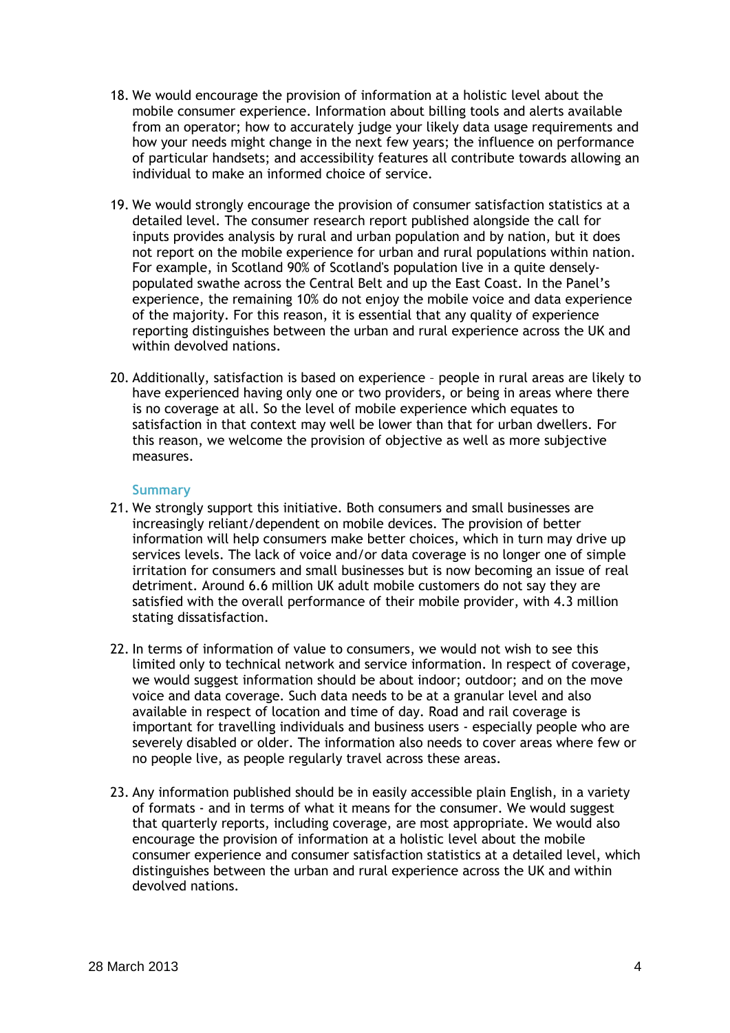18. We would encourage the provision of information at a holistic level about the mobile consumer experience. Information about billing tools and alerts available from an operator; how to accurately judge your likely data usage requirements and how your needs might change in the next few years; the influence on performance of particular handsets; and accessibility features all contribute towards allowing an individual to make an informed choice of service.

19. We would strongly encourage the provision of consumer satisfaction statistics at a detailed level. The consumer research report published alongside the call for inputs provides analysis by rural and urban population and by nation, but it does not report on the mobile experience for urban and rural populations within nation. For example, in Scotland 90% of Scotland's population live in a quite densely-populated swathe across the Central Belt and up the East Coast. In the Panel's experience, the remaining 10% do not enjoy the mobile voice and data experience of the majority. For this reason, it is essential that any quality of experience reporting distinguishes between the urban and rural experience across the UK and within devolved nations.

20. Additionally, satisfaction is based on experience – people in rural areas are likely to have experienced having only one or two providers, or being in areas where there is no coverage at all. So the level of mobile experience which equates to satisfaction in that context may well be lower than that for urban dwellers. For this reason, we welcome the provision of objective as well as more subjective measures.

### Summary

21. We strongly support this initiative. Both consumers and small businesses are increasingly reliant/dependent on mobile devices. The provision of better information will help consumers make better choices, which in turn may drive up services levels. The lack of voice and/or data coverage is no longer one of simple irritation for consumers and small businesses but is now becoming an issue of real detriment. Around 6.6 million UK adult mobile customers do not say they are satisfied with the overall performance of their mobile provider, with 4.3 million stating dissatisfaction.

22. In terms of information of value to consumers, we would not wish to see this limited only to technical network and service information. In respect of coverage, we would suggest information should be about indoor; outdoor; and on the move voice and data coverage. Such data needs to be at a granular level and also available in respect of location and time of day. Road and rail coverage is important for travelling individuals and business users - especially people who are severely disabled or older. The information also needs to cover areas where few or no people live, as people regularly travel across these areas.

23. Any information published should be in easily accessible plain English, in a variety of formats - and in terms of what it means for the consumer. We would suggest that quarterly reports, including coverage, are most appropriate. We would also encourage the provision of information at a holistic level about the mobile consumer experience and consumer satisfaction statistics at a detailed level, which distinguishes between the urban and rural experience across the UK and within devolved nations.